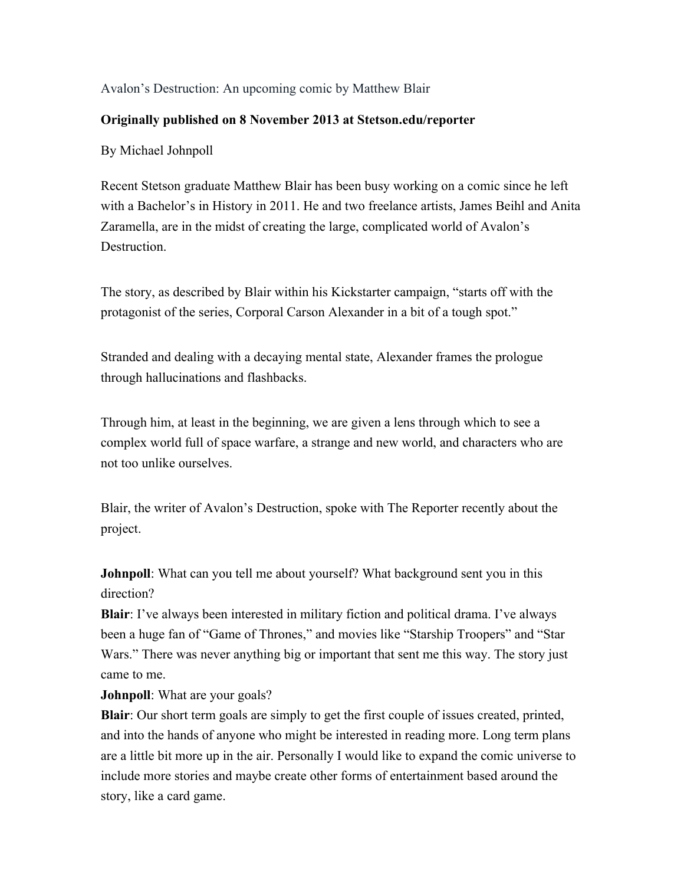Avalon's Destruction: An upcoming comic by Matthew Blair

**Originally published on 8 November 2013 at Stetson.edu/reporter**

By Michael Johnpoll

Recent Stetson graduate Matthew Blair has been busy working on a comic since he left with a Bachelor's in History in 2011. He and two freelance artists, James Beihl and Anita Zaramella, are in the midst of creating the large, complicated world of Avalon's Destruction.

The story, as described by Blair within his Kickstarter campaign, "starts off with the protagonist of the series, Corporal Carson Alexander in a bit of a tough spot."

Stranded and dealing with a decaying mental state, Alexander frames the prologue through hallucinations and flashbacks.

Through him, at least in the beginning, we are given a lens through which to see a complex world full of space warfare, a strange and new world, and characters who are not too unlike ourselves.

Blair, the writer of Avalon's Destruction, spoke with The Reporter recently about the project.

**Johnpoll**: What can you tell me about yourself? What background sent you in this direction?
**Blair**: I've always been interested in military fiction and political drama. I've always been a huge fan of "Game of Thrones," and movies like "Starship Troopers" and "Star Wars." There was never anything big or important that sent me this way. The story just came to me.
**Johnpoll**: What are your goals?
**Blair**: Our short term goals are simply to get the first couple of issues created, printed, and into the hands of anyone who might be interested in reading more. Long term plans are a little bit more up in the air. Personally I would like to expand the comic universe to include more stories and maybe create other forms of entertainment based around the story, like a card game.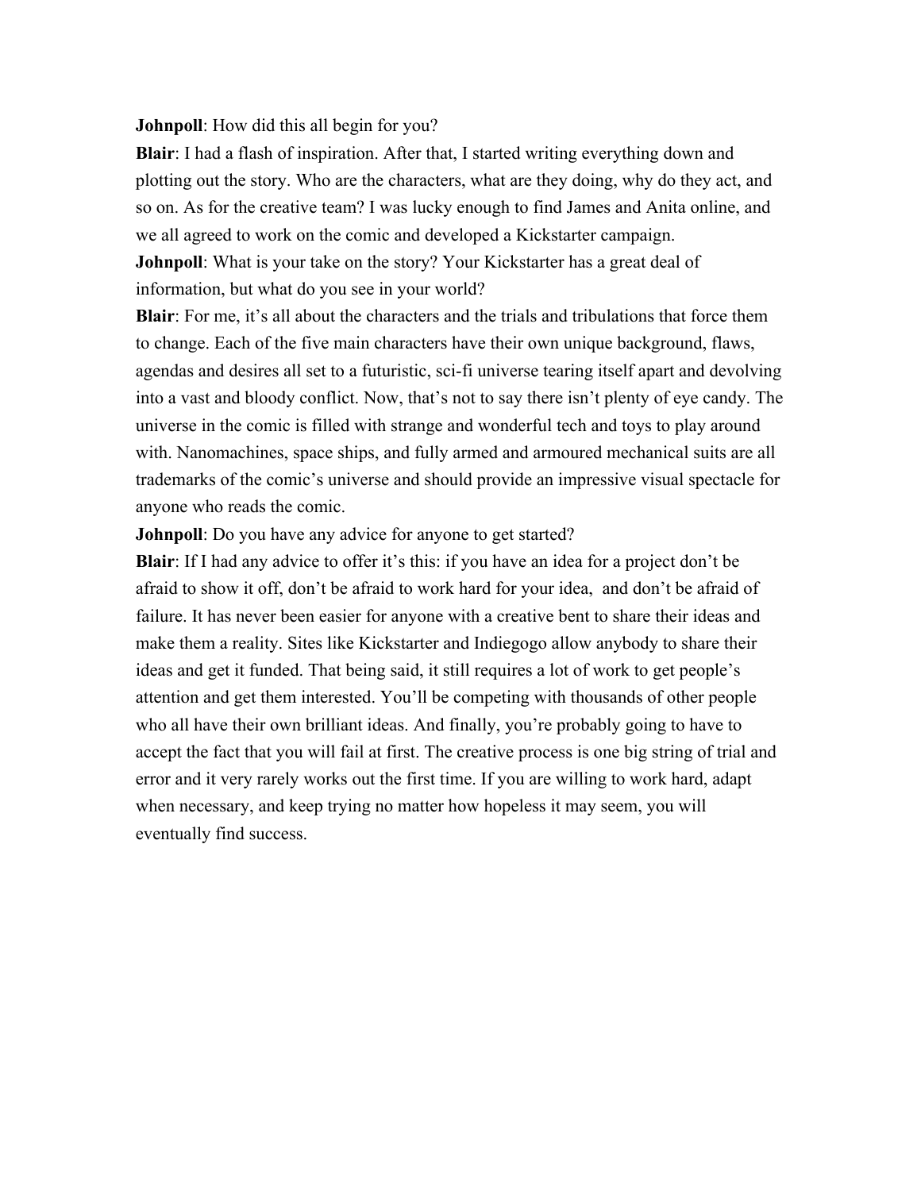**Johnpoll**: How did this all begin for you?

**Blair**: I had a flash of inspiration. After that, I started writing everything down and plotting out the story. Who are the characters, what are they doing, why do they act, and so on. As for the creative team? I was lucky enough to find James and Anita online, and we all agreed to work on the comic and developed a Kickstarter campaign.

**Johnpoll**: What is your take on the story? Your Kickstarter has a great deal of information, but what do you see in your world?

**Blair**: For me, it's all about the characters and the trials and tribulations that force them to change. Each of the five main characters have their own unique background, flaws, agendas and desires all set to a futuristic, sci-fi universe tearing itself apart and devolving into a vast and bloody conflict. Now, that's not to say there isn't plenty of eye candy. The universe in the comic is filled with strange and wonderful tech and toys to play around with. Nanomachines, space ships, and fully armed and armoured mechanical suits are all trademarks of the comic's universe and should provide an impressive visual spectacle for anyone who reads the comic.

**Johnpoll**: Do you have any advice for anyone to get started?

**Blair**: If I had any advice to offer it's this: if you have an idea for a project don't be afraid to show it off, don't be afraid to work hard for your idea, and don't be afraid of failure. It has never been easier for anyone with a creative bent to share their ideas and make them a reality. Sites like Kickstarter and Indiegogo allow anybody to share their ideas and get it funded. That being said, it still requires a lot of work to get people's attention and get them interested. You'll be competing with thousands of other people who all have their own brilliant ideas. And finally, you're probably going to have to accept the fact that you will fail at first. The creative process is one big string of trial and error and it very rarely works out the first time. If you are willing to work hard, adapt when necessary, and keep trying no matter how hopeless it may seem, you will eventually find success.